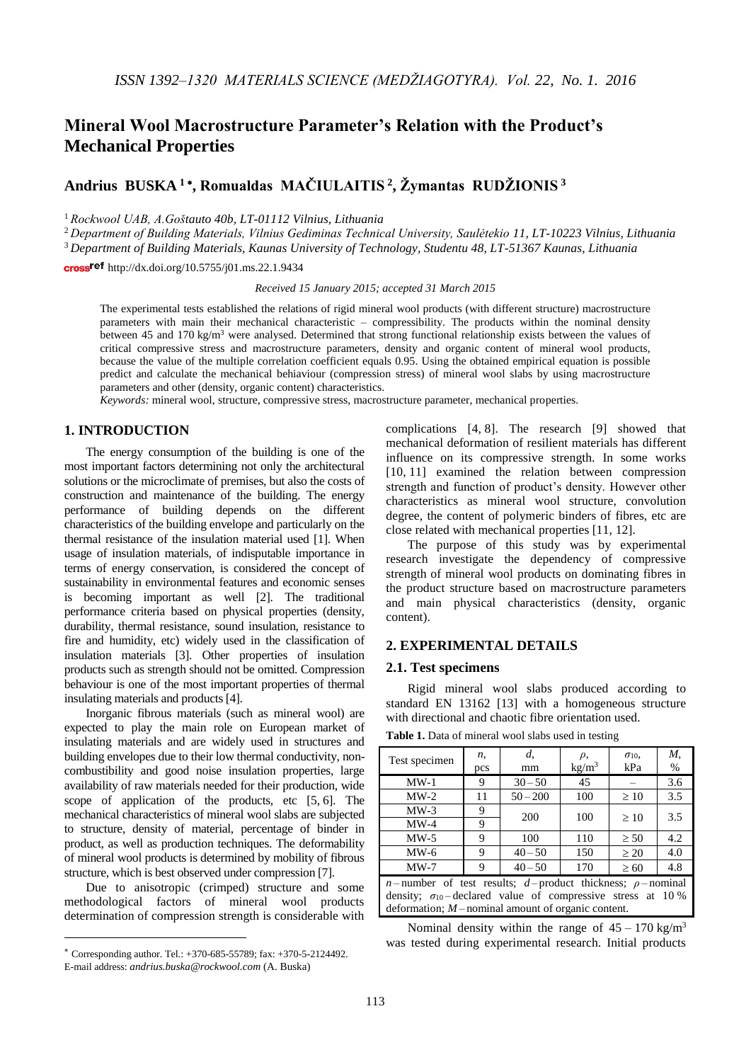# Mineral Wool Macrostructure Parameter's Relation with the Product's Mechanical Properties

## Andrius BUSKA [1]*, Romualdas MAČIULAITIS [2], Žymantas RUDŽIONIS [3]

[1] *Rockwool UAB, A.Goštauto 40b, LT-01112 Vilnius, Lithuania*

[2] *Department of Building Materials, Vilnius Gediminas Technical University, Saulėtekio 11, LT-10223 Vilnius, Lithuania*

[3] *Department of Building Materials, Kaunas University of Technology, Studentu 48, LT-51367 Kaunas, Lithuania*

http://dx.doi.org/10.5755/j01.ms.22.1.9434

*Received 15 January 2015; accepted 31 March 2015*

The experimental tests established the relations of rigid mineral wool products (with different structure) macrostructure parameters with main their mechanical characteristic – compressibility. The products within the nominal density between 45 and 170 kg/m$^3$ were analysed. Determined that strong functional relationship exists between the values of critical compressive stress and macrostructure parameters, density and organic content of mineral wool products, because the value of the multiple correlation coefficient equals 0.95. Using the obtained empirical equation is possible predict and calculate the mechanical behiaviour (compression stress) of mineral wool slabs by using macrostructure parameters and other (density, organic content) characteristics.

*Keywords:* mineral wool, structure, compressive stress, macrostructure parameter, mechanical properties.

## 1. INTRODUCTION

The energy consumption of the building is one of the most important factors determining not only the architectural solutions or the microclimate of premises, but also the costs of construction and maintenance of the building. The energy performance of building depends on the different characteristics of the building envelope and particularly on the thermal resistance of the insulation material used [1]. When usage of insulation materials, of indisputable importance in terms of energy conservation, is considered the concept of sustainability in environmental features and economic senses is becoming important as well [2]. The traditional performance criteria based on physical properties (density, durability, thermal resistance, sound insulation, resistance to fire and humidity, etc) widely used in the classification of insulation materials [3]. Other properties of insulation products such as strength should not be omitted. Compression behaviour is one of the most important properties of thermal insulating materials and products [4].

Inorganic fibrous materials (such as mineral wool) are expected to play the main role on European market of insulating materials and are widely used in structures and building envelopes due to their low thermal conductivity, non-combustibility and good noise insulation properties, large availability of raw materials needed for their production, wide scope of application of the products, etc [5, 6]. The mechanical characteristics of mineral wool slabs are subjected to structure, density of material, percentage of binder in product, as well as production techniques. The deformability of mineral wool products is determined by mobility of fibrous structure, which is best observed under compression [7].

Due to anisotropic (crimped) structure and some methodological factors of mineral wool products determination of compression strength is considerable with complications [4, 8]. The research [9] showed that mechanical deformation of resilient materials has different influence on its compressive strength. In some works [10, 11] examined the relation between compression strength and function of product's density. However other characteristics as mineral wool structure, convolution degree, the content of polymeric binders of fibres, etc are close related with mechanical properties [11, 12].

The purpose of this study was by experimental research investigate the dependency of compressive strength of mineral wool products on dominating fibres in the product structure based on macrostructure parameters and main physical characteristics (density, organic content).

## 2. EXPERIMENTAL DETAILS

### 2.1. Test specimens

Rigid mineral wool slabs produced according to standard EN 13162 [13] with a homogeneous structure with directional and chaotic fibre orientation used.

**Table 1.** Data of mineral wool slabs used in testing

| Test specimen | $n$, pcs | $d$, mm | $\rho$, kg/m$^3$ | $\sigma_{10}$, kPa | $M$, % |
|---|---|---|---|---|---|
| MW-1 | 9 | 30 – 50 | 45 | – | 3.6 |
| MW-2 | 11 | 50 – 200 | 100 | ≥ 10 | 3.5 |
| MW-3 | 9 | 200 | 100 | ≥ 10 | 3.5 |
| MW-4 | 9 | | | | |
| MW-5 | 9 | 100 | 110 | ≥ 50 | 4.2 |
| MW-6 | 9 | 40 – 50 | 150 | ≥ 20 | 4.0 |
| MW-7 | 9 | 40 – 50 | 170 | ≥ 60 | 4.8 |

$n$ – number of test results; $d$ – product thickness; $\rho$ – nominal density; $\sigma_{10}$ – declared value of compressive stress at 10 % deformation; $M$ – nominal amount of organic content.

Nominal density within the range of 45 – 170 kg/m$^3$ was tested during experimental research. Initial products

---

* Corresponding author. Tel.: +370-685-55789; fax: +370-5-2124492.
E-mail address: *andrius.buska@rockwool.com* (A. Buska)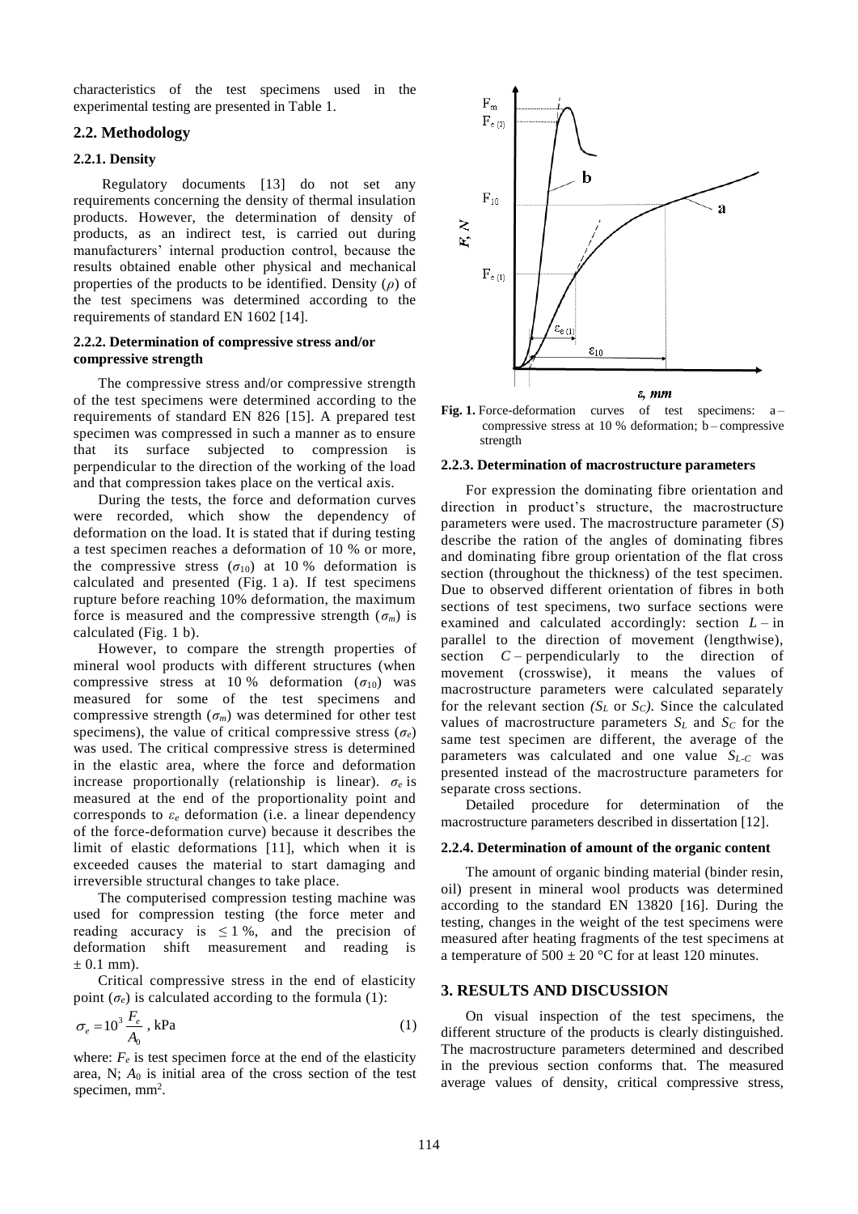characteristics of the test specimens used in the experimental testing are presented in Table 1.

## 2.2. Methodology

### 2.2.1. Density

Regulatory documents [13] do not set any requirements concerning the density of thermal insulation products. However, the determination of density of products, as an indirect test, is carried out during manufacturers' internal production control, because the results obtained enable other physical and mechanical properties of the products to be identified. Density ($\rho$) of the test specimens was determined according to the requirements of standard EN 1602 [14].

### 2.2.2. Determination of compressive stress and/or compressive strength

The compressive stress and/or compressive strength of the test specimens were determined according to the requirements of standard EN 826 [15]. A prepared test specimen was compressed in such a manner as to ensure that its surface subjected to compression is perpendicular to the direction of the working of the load and that compression takes place on the vertical axis.

During the tests, the force and deformation curves were recorded, which show the dependency of deformation on the load. It is stated that if during testing a test specimen reaches a deformation of 10 % or more, the compressive stress ($\sigma_{10}$) at 10 % deformation is calculated and presented (Fig. 1 a). If test specimens rupture before reaching 10% deformation, the maximum force is measured and the compressive strength ($\sigma_m$) is calculated (Fig. 1 b).

However, to compare the strength properties of mineral wool products with different structures (when compressive stress at 10 % deformation ($\sigma_{10}$) was measured for some of the test specimens and compressive strength ($\sigma_m$) was determined for other test specimens), the value of critical compressive stress ($\sigma_e$) was used. The critical compressive stress is determined in the elastic area, where the force and deformation increase proportionally (relationship is linear). $\sigma_e$ is measured at the end of the proportionality point and corresponds to $\varepsilon_e$ deformation (i.e. a linear dependency of the force-deformation curve) because it describes the limit of elastic deformations [11], which when it is exceeded causes the material to start damaging and irreversible structural changes to take place.

The computerised compression testing machine was used for compression testing (the force meter and reading accuracy is $\leq 1$ %, and the precision of deformation shift measurement and reading is $\pm$ 0.1 mm).

Critical compressive stress in the end of elasticity point ($\sigma_e$) is calculated according to the formula (1):

$$\sigma_e = 10^3 \frac{F_e}{A_0}\text{, kPa} \tag{1}$$

where: $F_e$ is test specimen force at the end of the elasticity area, N; $A_0$ is initial area of the cross section of the test specimen, mm$^2$.

**Fig. 1.** Force-deformation curves of test specimens: a – compressive stress at 10 % deformation; b – compressive strength

### 2.2.3. Determination of macrostructure parameters

For expression the dominating fibre orientation and direction in product's structure, the macrostructure parameters were used. The macrostructure parameter ($S$) describe the ration of the angles of dominating fibres and dominating fibre group orientation of the flat cross section (throughout the thickness) of the test specimen. Due to observed different orientation of fibres in both sections of test specimens, two surface sections were examined and calculated accordingly: section $L$ – in parallel to the direction of movement (lengthwise), section $C$ – perpendicularly to the direction of movement (crosswise), it means the values of macrostructure parameters were calculated separately for the relevant section ($S_L$ or $S_C$). Since the calculated values of macrostructure parameters $S_L$ and $S_C$ for the same test specimen are different, the average of the parameters was calculated and one value $S_{L\text{-}C}$ was presented instead of the macrostructure parameters for separate cross sections.

Detailed procedure for determination of the macrostructure parameters described in dissertation [12].

### 2.2.4. Determination of amount of the organic content

The amount of organic binding material (binder resin, oil) present in mineral wool products was determined according to the standard EN 13820 [16]. During the testing, changes in the weight of the test specimens were measured after heating fragments of the test specimens at a temperature of 500 ± 20 °C for at least 120 minutes.

## 3. RESULTS AND DISCUSSION

On visual inspection of the test specimens, the different structure of the products is clearly distinguished. The macrostructure parameters determined and described in the previous section conforms that. The measured average values of density, critical compressive stress,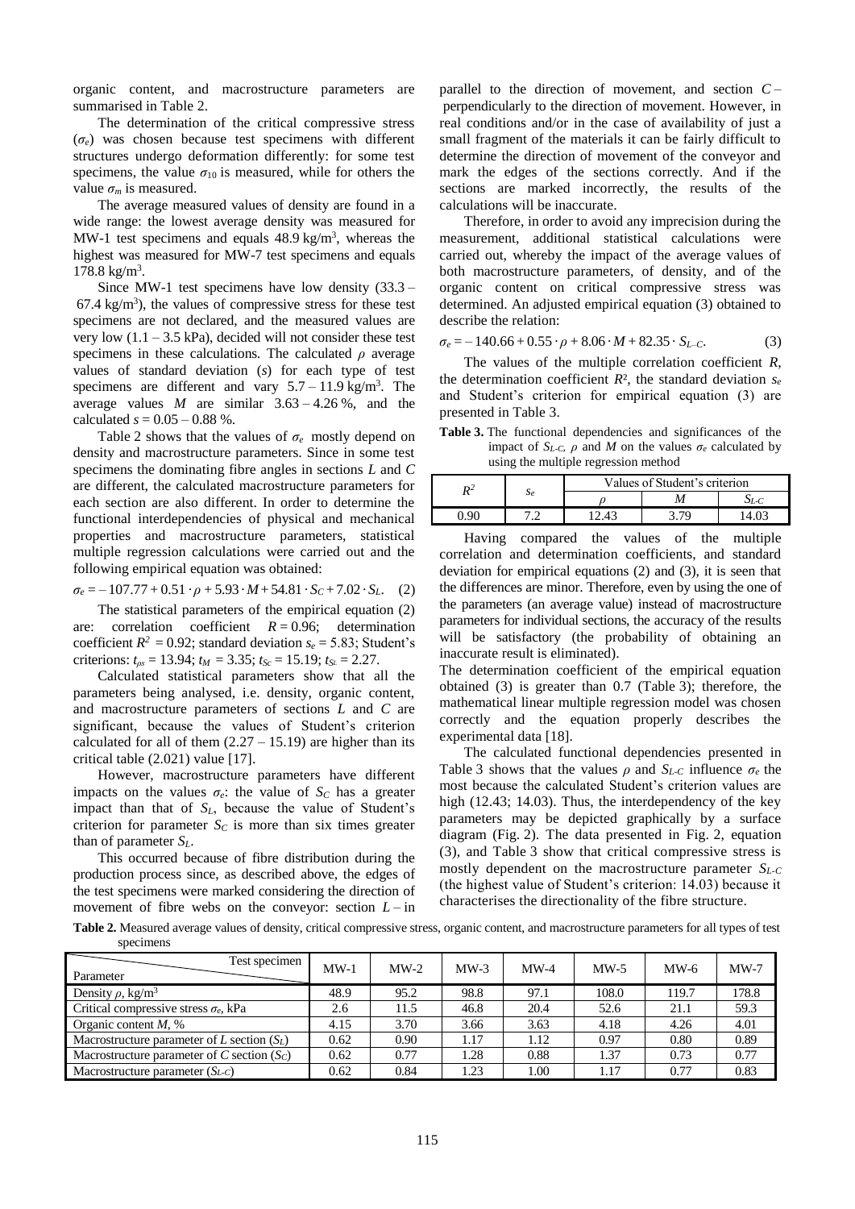organic content, and macrostructure parameters are summarised in Table 2.

The determination of the critical compressive stress ($\sigma_e$) was chosen because test specimens with different structures undergo deformation differently: for some test specimens, the value $\sigma_{10}$ is measured, while for others the value $\sigma_m$ is measured.

The average measured values of density are found in a wide range: the lowest average density was measured for MW-1 test specimens and equals 48.9 kg/m$^3$, whereas the highest was measured for MW-7 test specimens and equals 178.8 kg/m$^3$.

Since MW-1 test specimens have low density (33.3 – 67.4 kg/m$^3$), the values of compressive stress for these test specimens are not declared, and the measured values are very low (1.1 – 3.5 kPa), decided will not consider these test specimens in these calculations. The calculated $\rho$ average values of standard deviation ($s$) for each type of test specimens are different and vary 5.7 – 11.9 kg/m$^3$. The average values $M$ are similar 3.63 – 4.26 %, and the calculated $s$ = 0.05 – 0.88 %.

Table 2 shows that the values of $\sigma_e$ mostly depend on density and macrostructure parameters. Since in some test specimens the dominating fibre angles in sections $L$ and $C$ are different, the calculated macrostructure parameters for each section are also different. In order to determine the functional interdependencies of physical and mechanical properties and macrostructure parameters, statistical multiple regression calculations were carried out and the following empirical equation was obtained:

$$\sigma_e = -107.77 + 0.51 \cdot \rho + 5.93 \cdot M + 54.81 \cdot S_C + 7.02 \cdot S_L. \quad (2)$$

The statistical parameters of the empirical equation (2) are: correlation coefficient $R = 0.96$; determination coefficient $R^2 = 0.92$; standard deviation $s_e = 5.83$; Student's criterions: $t_{\rho s} = 13.94$; $t_M = 3.35$; $t_{S_C} = 15.19$; $t_{S_L} = 2.27$.

Calculated statistical parameters show that all the parameters being analysed, i.e. density, organic content, and macrostructure parameters of sections $L$ and $C$ are significant, because the values of Student's criterion calculated for all of them (2.27 – 15.19) are higher than its critical table (2.021) value [17].

However, macrostructure parameters have different impacts on the values $\sigma_e$: the value of $S_C$ has a greater impact than that of $S_L$, because the value of Student's criterion for parameter $S_C$ is more than six times greater than of parameter $S_L$.

This occurred because of fibre distribution during the production process since, as described above, the edges of the test specimens were marked considering the direction of movement of fibre webs on the conveyor: section $L$ – in parallel to the direction of movement, and section $C$ – perpendicularly to the direction of movement. However, in real conditions and/or in the case of availability of just a small fragment of the materials it can be fairly difficult to determine the direction of movement of the conveyor and mark the edges of the sections correctly. And if the sections are marked incorrectly, the results of the calculations will be inaccurate.

Therefore, in order to avoid any imprecision during the measurement, additional statistical calculations were carried out, whereby the impact of the average values of both macrostructure parameters, of density, and of the organic content on critical compressive stress was determined. An adjusted empirical equation (3) obtained to describe the relation:

$$\sigma_e = -140.66 + 0.55 \cdot \rho + 8.06 \cdot M + 82.35 \cdot S_{L-C}. \quad (3)$$

The values of the multiple correlation coefficient $R$, the determination coefficient $R^2$, the standard deviation $s_e$ and Student's criterion for empirical equation (3) are presented in Table 3.

**Table 3.** The functional dependencies and significances of the impact of $S_{L-C}$, $\rho$ and $M$ on the values $\sigma_e$ calculated by using the multiple regression method

| $R^2$ | $s_e$ | Values of Student's criterion | | |
|---|---|---|---|---|
| | | $\rho$ | $M$ | $S_{L-C}$ |
| 0.90 | 7.2 | 12.43 | 3.79 | 14.03 |

Having compared the values of the multiple correlation and determination coefficients, and standard deviation for empirical equations (2) and (3), it is seen that the differences are minor. Therefore, even by using the one of the parameters (an average value) instead of macrostructure parameters for individual sections, the accuracy of the results will be satisfactory (the probability of obtaining an inaccurate result is eliminated).

The determination coefficient of the empirical equation obtained (3) is greater than 0.7 (Table 3); therefore, the mathematical linear multiple regression model was chosen correctly and the equation properly describes the experimental data [18].

The calculated functional dependencies presented in Table 3 shows that the values $\rho$ and $S_{L-C}$ influence $\sigma_e$ the most because the calculated Student's criterion values are high (12.43; 14.03). Thus, the interdependency of the key parameters may be depicted graphically by a surface diagram (Fig. 2). The data presented in Fig. 2, equation (3), and Table 3 show that critical compressive stress is mostly dependent on the macrostructure parameter $S_{L-C}$ (the highest value of Student's criterion: 14.03) because it characterises the directionality of the fibre structure.

**Table 2.** Measured average values of density, critical compressive stress, organic content, and macrostructure parameters for all types of test specimens

| Parameter \ Test specimen | MW-1 | MW-2 | MW-3 | MW-4 | MW-5 | MW-6 | MW-7 |
|---|---|---|---|---|---|---|---|
| Density $\rho$, kg/m$^3$ | 48.9 | 95.2 | 98.8 | 97.1 | 108.0 | 119.7 | 178.8 |
| Critical compressive stress $\sigma_e$, kPa | 2.6 | 11.5 | 46.8 | 20.4 | 52.6 | 21.1 | 59.3 |
| Organic content $M$, % | 4.15 | 3.70 | 3.66 | 3.63 | 4.18 | 4.26 | 4.01 |
| Macrostructure parameter of $L$ section ($S_L$) | 0.62 | 0.90 | 1.17 | 1.12 | 0.97 | 0.80 | 0.89 |
| Macrostructure parameter of $C$ section ($S_C$) | 0.62 | 0.77 | 1.28 | 0.88 | 1.37 | 0.73 | 0.77 |
| Macrostructure parameter ($S_{L-C}$) | 0.62 | 0.84 | 1.23 | 1.00 | 1.17 | 0.77 | 0.83 |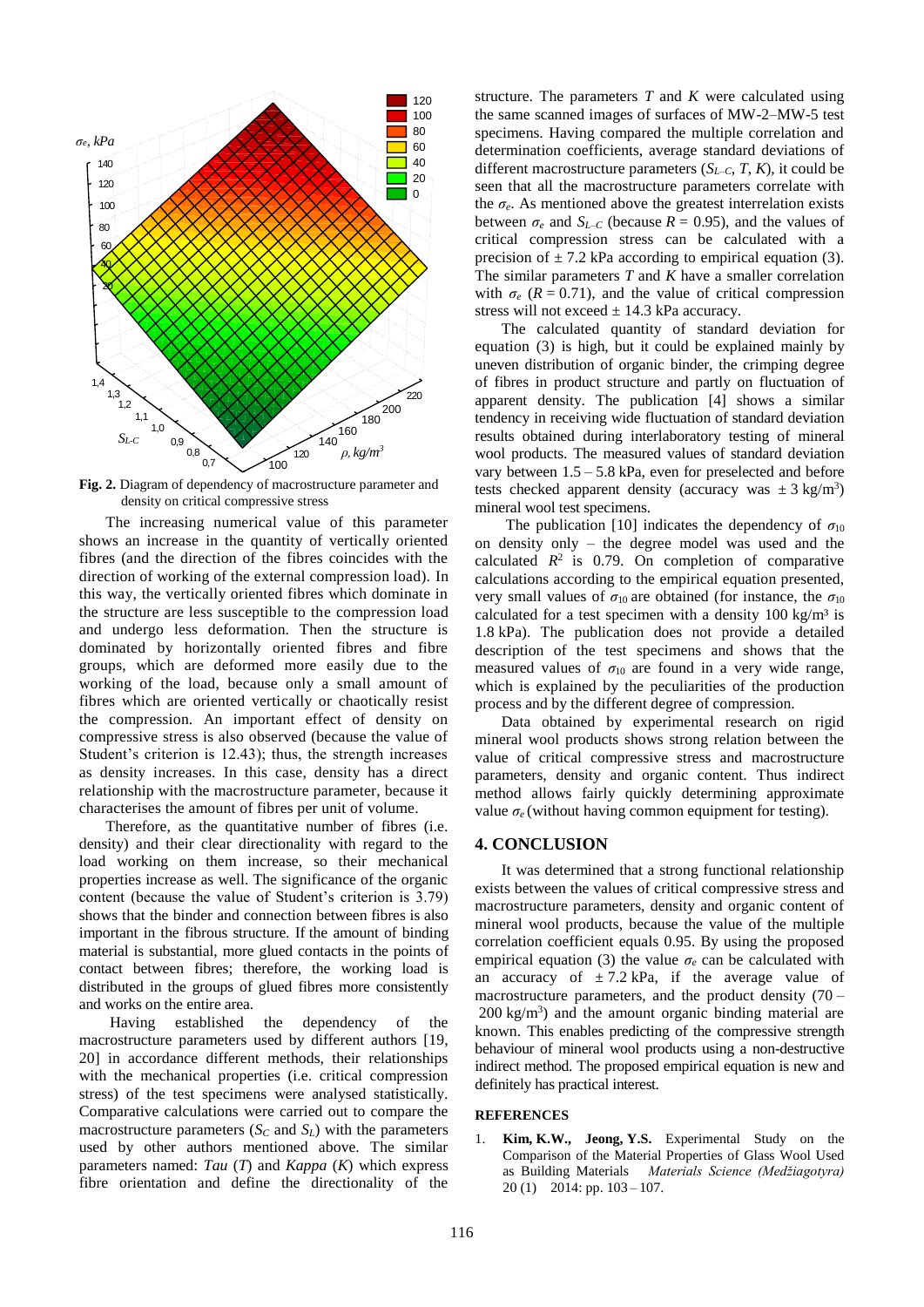**Fig. 2.** Diagram of dependency of macrostructure parameter and density on critical compressive stress

The increasing numerical value of this parameter shows an increase in the quantity of vertically oriented fibres (and the direction of the fibres coincides with the direction of working of the external compression load). In this way, the vertically oriented fibres which dominate in the structure are less susceptible to the compression load and undergo less deformation. Then the structure is dominated by horizontally oriented fibres and fibre groups, which are deformed more easily due to the working of the load, because only a small amount of fibres which are oriented vertically or chaotically resist the compression. An important effect of density on compressive stress is also observed (because the value of Student's criterion is 12.43); thus, the strength increases as density increases. In this case, density has a direct relationship with the macrostructure parameter, because it characterises the amount of fibres per unit of volume.

Therefore, as the quantitative number of fibres (i.e. density) and their clear directionality with regard to the load working on them increase, so their mechanical properties increase as well. The significance of the organic content (because the value of Student's criterion is 3.79) shows that the binder and connection between fibres is also important in the fibrous structure. If the amount of binding material is substantial, more glued contacts in the points of contact between fibres; therefore, the working load is distributed in the groups of glued fibres more consistently and works on the entire area.

Having established the dependency of the macrostructure parameters used by different authors [19, 20] in accordance different methods, their relationships with the mechanical properties (i.e. critical compression stress) of the test specimens were analysed statistically. Comparative calculations were carried out to compare the macrostructure parameters ($S_C$ and $S_L$) with the parameters used by other authors mentioned above. The similar parameters named: *Tau* ($T$) and *Kappa* ($K$) which express fibre orientation and define the directionality of the structure. The parameters $T$ and $K$ were calculated using the same scanned images of surfaces of MW-2–MW-5 test specimens. Having compared the multiple correlation and determination coefficients, average standard deviations of different macrostructure parameters ($S_{L–C}$, $T$, $K$), it could be seen that all the macrostructure parameters correlate with the $\sigma_e$. As mentioned above the greatest interrelation exists between $\sigma_e$ and $S_{L–C}$ (because $R = 0.95$), and the values of critical compression stress can be calculated with a precision of $\pm$ 7.2 kPa according to empirical equation (3). The similar parameters $T$ and $K$ have a smaller correlation with $\sigma_e$ ($R = 0.71$), and the value of critical compression stress will not exceed $\pm$ 14.3 kPa accuracy.

The calculated quantity of standard deviation for equation (3) is high, but it could be explained mainly by uneven distribution of organic binder, the crimping degree of fibres in product structure and partly on fluctuation of apparent density. The publication [4] shows a similar tendency in receiving wide fluctuation of standard deviation results obtained during interlaboratory testing of mineral wool products. The measured values of standard deviation vary between 1.5 – 5.8 kPa, even for preselected and before tests checked apparent density (accuracy was $\pm$ 3 kg/m$^3$) mineral wool test specimens.

The publication [10] indicates the dependency of $\sigma_{10}$ on density only – the degree model was used and the calculated $R^2$ is 0.79. On completion of comparative calculations according to the empirical equation presented, very small values of $\sigma_{10}$ are obtained (for instance, the $\sigma_{10}$ calculated for a test specimen with a density 100 kg/m$^3$ is 1.8 kPa). The publication does not provide a detailed description of the test specimens and shows that the measured values of $\sigma_{10}$ are found in a very wide range, which is explained by the peculiarities of the production process and by the different degree of compression.

Data obtained by experimental research on rigid mineral wool products shows strong relation between the value of critical compressive stress and macrostructure parameters, density and organic content. Thus indirect method allows fairly quickly determining approximate value $\sigma_e$ (without having common equipment for testing).

## 4. CONCLUSION

It was determined that a strong functional relationship exists between the values of critical compressive stress and macrostructure parameters, density and organic content of mineral wool products, because the value of the multiple correlation coefficient equals 0.95. By using the proposed empirical equation (3) the value $\sigma_e$ can be calculated with an accuracy of $\pm$ 7.2 kPa, if the average value of macrostructure parameters, and the product density (70 – 200 kg/m$^3$) and the amount organic binding material are known. This enables predicting of the compressive strength behaviour of mineral wool products using a non-destructive indirect method. The proposed empirical equation is new and definitely has practical interest.

### REFERENCES

1. **Kim, K.W., Jeong, Y.S.** Experimental Study on the Comparison of the Material Properties of Glass Wool Used as Building Materials *Materials Science (Medžiagotyra)* 20 (1) 2014: pp. 103 – 107.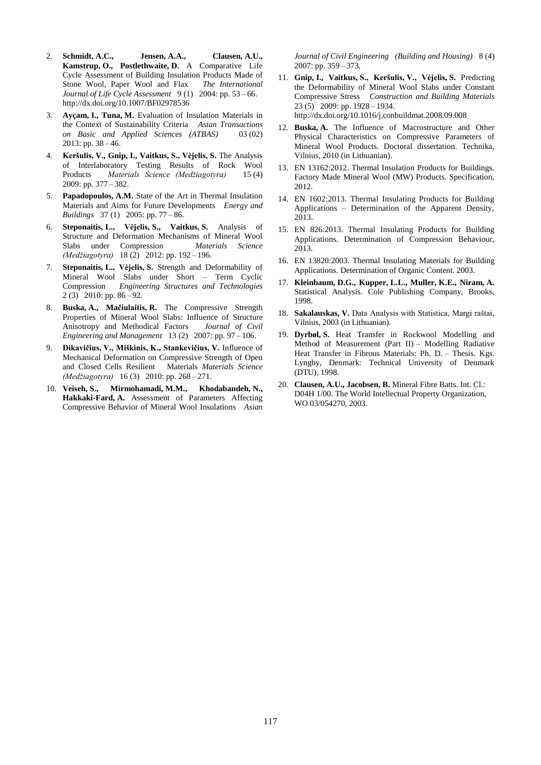2. **Schmidt, A.C., Jensen, A.A., Clausen, A.U., Kamstrup, O., Postlethwaite, D.** A Comparative Life Cycle Assessment of Building Insulation Products Made of Stone Wool, Paper Wool and Flax *The International Journal of Life Cycle Assessment* 9 (1) 2004: pp. 53 – 66. http://dx.doi.org/10.1007/BF02978536
3. **Ayçam, I., Tuna, M.** Evaluation of Insulation Materials in the Context of Sustainability Criteria *Asian Transactions on Basic and Applied Sciences (ATBAS)* 03 (02) 2013: pp. 38 – 46.
4. **Keršulis, V., Gnip, I., Vaitkus, S., Vėjelis, S.** The Analysis of Interlaboratory Testing Results of Rock Wool Products *Materials Science (Medžiagotyra)* 15 (4) 2009: pp. 377 – 382.
5. **Papadopoulos, A.M.** State of the Art in Thermal Insulation Materials and Aims for Future Developments *Energy and Buildings* 37 (1) 2005: pp. 77 – 86.
6. **Steponaitis, L., Vėjelis, S., Vaitkus, S.** Analysis of Structure and Deformation Mechanisms of Mineral Wool Slabs under Compression *Materials Science (Medžiagotyra)* 18 (2) 2012: pp. 192 – 196.
7. **Steponaitis, L., Vėjelis, S.** Strength and Deformability of Mineral Wool Slabs under Short – Term Cyclic Compression *Engineering Structures and Technologies* 2 (3) 2010: pp. 86 – 92.
8. **Buska, A., Mačiulaitis, R.** The Compressive Strength Properties of Mineral Wool Slabs: Influence of Structure Anisotropy and Methodical Factors *Journal of Civil Engineering and Management* 13 (2) 2007: pp. 97 – 106.
9. **Dikavičius, V., Miškinis, K., Stankevičius, V.** Influence of Mechanical Deformation on Compressive Strength of Open and Closed Cells Resilient Materials *Materials Science (Medžiagotyra)* 16 (3) 2010: pp. 268 – 271.
10. **Veiseh, S., Mirmohamadi, M.M., Khodabandeh, N., Hakkaki-Fard, A.** Assessment of Parameters Affecting Compressive Behavior of Mineral Wool Insulations *Asian Journal of Civil Engineering (Building and Housing)* 8 (4) 2007: pp. 359 – 373.
11. **Gnip, I., Vaitkus, S., Keršulis, V., Vėjelis, S.** Predicting the Deformability of Mineral Wool Slabs under Constant Compressive Stress *Construction and Building Materials* 23 (5) 2009: pp. 1928 – 1934. http://dx.doi.org/10.1016/j.conbuildmat.2008.09.008
12. **Buska, A.** The Influence of Macrostructure and Other Physical Characteristics on Compressive Parameters of Mineral Wool Products. Doctoral dissertation. Technika, Vilnius, 2010 (in Lithuanian).
13. EN 13162:2012. Thermal Insulation Products for Buildings. Factory Made Mineral Wool (MW) Products. Specification, 2012.
14. EN 1602:2013. Thermal Insulating Products for Building Applications – Determination of the Apparent Density, 2013.
15. EN 826:2013. Thermal Insulating Products for Building Applications. Determination of Compression Behaviour, 2013.
16. EN 13820:2003. Thermal Insulating Materials for Building Applications. Determination of Organic Content. 2003.
17. **Kleinbaum, D.G., Kupper, L.L., Muller, K.E., Niram, A.** Statistical Analysis. Cole Publishing Company, Brooks, 1998.
18. **Sakalauskas, V.** Data Analysis with Statistica, Margi raštai, Vilnius, 2003 (in Lithuanian).
19. **Dyrbøl, S.** Heat Transfer in Rockwool Modelling and Method of Measurement (Part II) – Modelling Radiative Heat Transfer in Fibrous Materials: Ph. D. – Thesis. Kgs. Lyngby, Denmark: Technical University of Denmark (DTU), 1998.
20. **Clausen, A.U., Jacobsen, B.** Mineral Fibre Batts. Int. Cl.: D04H 1/00. The World Intellectual Property Organization, WO 03/054270, 2003.